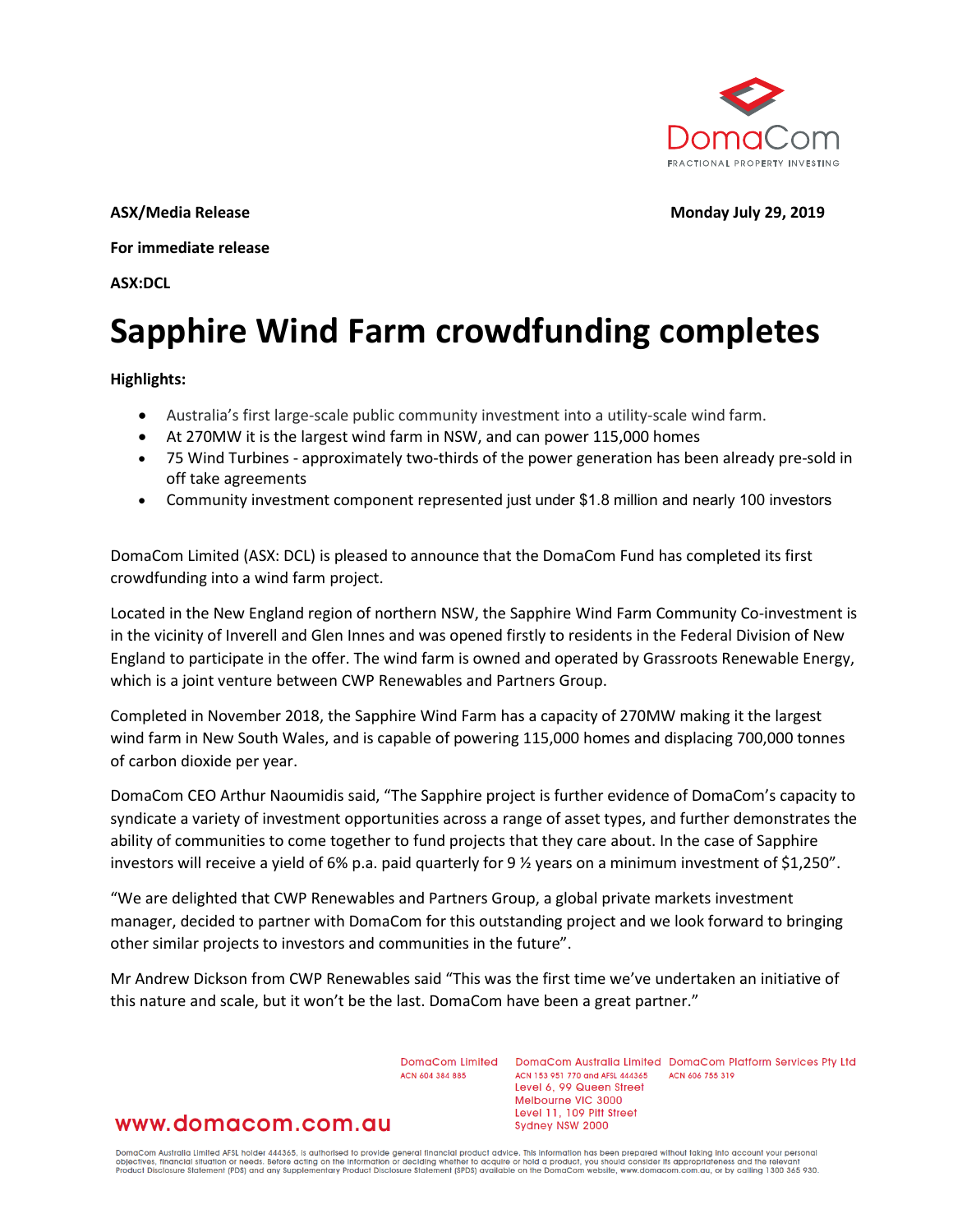DomaCom

FRACTIONAL PROPERTY INVESTING

**ASX/Media Release** **Monday July 29, 2019**

**For immediate release**

**ASX:DCL**

# Sapphire Wind Farm crowdfunding completes

**Highlights:**

- Australia's first large-scale public community investment into a utility-scale wind farm.
- At 270MW it is the largest wind farm in NSW, and can power 115,000 homes
- 75 Wind Turbines - approximately two-thirds of the power generation has been already pre-sold in off take agreements
- Community investment component represented just under $1.8 million and nearly 100 investors

DomaCom Limited (ASX: DCL) is pleased to announce that the DomaCom Fund has completed its first crowdfunding into a wind farm project.

Located in the New England region of northern NSW, the Sapphire Wind Farm Community Co-investment is in the vicinity of Inverell and Glen Innes and was opened firstly to residents in the Federal Division of New England to participate in the offer. The wind farm is owned and operated by Grassroots Renewable Energy, which is a joint venture between CWP Renewables and Partners Group.

Completed in November 2018, the Sapphire Wind Farm has a capacity of 270MW making it the largest wind farm in New South Wales, and is capable of powering 115,000 homes and displacing 700,000 tonnes of carbon dioxide per year.

DomaCom CEO Arthur Naoumidis said, "The Sapphire project is further evidence of DomaCom's capacity to syndicate a variety of investment opportunities across a range of asset types, and further demonstrates the ability of communities to come together to fund projects that they care about. In the case of Sapphire investors will receive a yield of 6% p.a. paid quarterly for 9 ½ years on a minimum investment of $1,250".

"We are delighted that CWP Renewables and Partners Group, a global private markets investment manager, decided to partner with DomaCom for this outstanding project and we look forward to bringing other similar projects to investors and communities in the future".

Mr Andrew Dickson from CWP Renewables said "This was the first time we've undertaken an initiative of this nature and scale, but it won't be the last. DomaCom have been a great partner."

DomaCom Limited ACN 604 384 885

DomaCom Australia Limited ACN 153 951 770 and AFSL 444365
Level 6, 99 Queen Street
Melbourne VIC 3000
Level 11, 109 Pitt Street
Sydney NSW 2000

DomaCom Platform Services Pty Ltd ACN 606 755 319

www.domacom.com.au

DomaCom Australia Limited AFSL holder 444365, is authorised to provide general financial product advice. This information has been prepared without taking into account your personal objectives, financial situation or needs. Before acting on the information or deciding whether to acquire or hold a product, you should consider its appropriateness and the relevant Product Disclosure Statement (PDS) and any Supplementary Product Disclosure Statement (SPDS) available on the DomaCom website, www.domacom.com.au, or by calling 1300 365 930.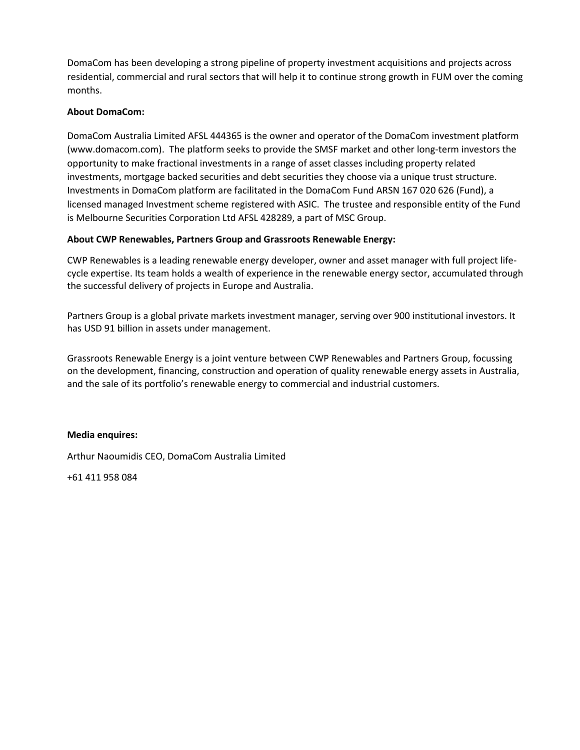DomaCom has been developing a strong pipeline of property investment acquisitions and projects across residential, commercial and rural sectors that will help it to continue strong growth in FUM over the coming months.

**About DomaCom:**

DomaCom Australia Limited AFSL 444365 is the owner and operator of the DomaCom investment platform (www.domacom.com). The platform seeks to provide the SMSF market and other long-term investors the opportunity to make fractional investments in a range of asset classes including property related investments, mortgage backed securities and debt securities they choose via a unique trust structure. Investments in DomaCom platform are facilitated in the DomaCom Fund ARSN 167 020 626 (Fund), a licensed managed Investment scheme registered with ASIC. The trustee and responsible entity of the Fund is Melbourne Securities Corporation Ltd AFSL 428289, a part of MSC Group.

**About CWP Renewables, Partners Group and Grassroots Renewable Energy:**

CWP Renewables is a leading renewable energy developer, owner and asset manager with full project life-cycle expertise. Its team holds a wealth of experience in the renewable energy sector, accumulated through the successful delivery of projects in Europe and Australia.

Partners Group is a global private markets investment manager, serving over 900 institutional investors. It has USD 91 billion in assets under management.

Grassroots Renewable Energy is a joint venture between CWP Renewables and Partners Group, focussing on the development, financing, construction and operation of quality renewable energy assets in Australia, and the sale of its portfolio's renewable energy to commercial and industrial customers.

**Media enquires:**

Arthur Naoumidis CEO, DomaCom Australia Limited

+61 411 958 084